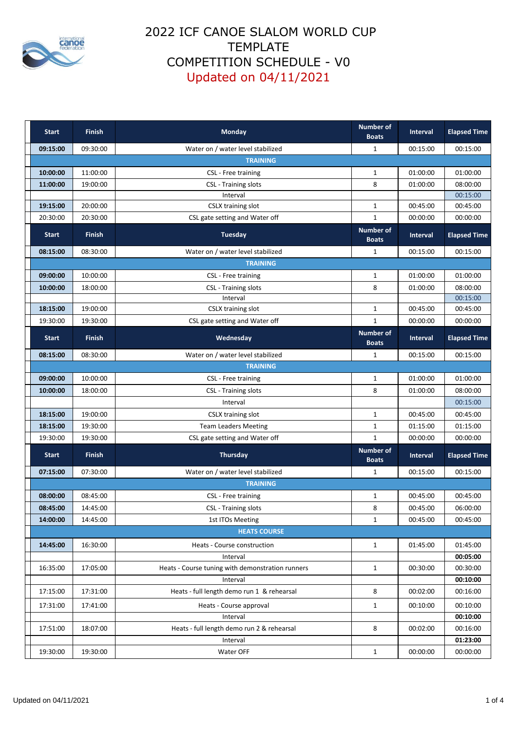# 2022 ICF CANOE SLALOM WORLD CUP TEMPLATE COMPETITION SCHEDULE - V0

Updated on 04/11/2021

| Start | Finish | Monday | Number of Boats | Interval | Elapsed Time |
|---|---|---|---|---|---|
| **09:15:00** | 09:30:00 | Water on / water level stabilized | 1 | 00:15:00 | 00:15:00 |
| | | **TRAINING** | | | |
| **10:00:00** | 11:00:00 | CSL - Free training | 1 | 01:00:00 | 01:00:00 |
| **11:00:00** | 19:00:00 | CSL - Training slots | 8 | 01:00:00 | 08:00:00 |
| | | Interval | | | 00:15:00 |
| **19:15:00** | 20:00:00 | CSLX training slot | 1 | 00:45:00 | 00:45:00 |
| 20:30:00 | 20:30:00 | CSL gate setting and Water off | 1 | 00:00:00 | 00:00:00 |
| **Start** | **Finish** | **Tuesday** | **Number of Boats** | **Interval** | **Elapsed Time** |
| **08:15:00** | 08:30:00 | Water on / water level stabilized | 1 | 00:15:00 | 00:15:00 |
| | | **TRAINING** | | | |
| **09:00:00** | 10:00:00 | CSL - Free training | 1 | 01:00:00 | 01:00:00 |
| **10:00:00** | 18:00:00 | CSL - Training slots | 8 | 01:00:00 | 08:00:00 |
| | | Interval | | | 00:15:00 |
| **18:15:00** | 19:00:00 | CSLX training slot | 1 | 00:45:00 | 00:45:00 |
| 19:30:00 | 19:30:00 | CSL gate setting and Water off | 1 | 00:00:00 | 00:00:00 |
| **Start** | **Finish** | **Wednesday** | **Number of Boats** | **Interval** | **Elapsed Time** |
| **08:15:00** | 08:30:00 | Water on / water level stabilized | 1 | 00:15:00 | 00:15:00 |
| | | **TRAINING** | | | |
| **09:00:00** | 10:00:00 | CSL - Free training | 1 | 01:00:00 | 01:00:00 |
| **10:00:00** | 18:00:00 | CSL - Training slots | 8 | 01:00:00 | 08:00:00 |
| | | Interval | | | 00:15:00 |
| **18:15:00** | 19:00:00 | CSLX training slot | 1 | 00:45:00 | 00:45:00 |
| **18:15:00** | 19:30:00 | Team Leaders Meeting | 1 | 01:15:00 | 01:15:00 |
| 19:30:00 | 19:30:00 | CSL gate setting and Water off | 1 | 00:00:00 | 00:00:00 |
| **Start** | **Finish** | **Thursday** | **Number of Boats** | **Interval** | **Elapsed Time** |
| **07:15:00** | 07:30:00 | Water on / water level stabilized | 1 | 00:15:00 | 00:15:00 |
| | | **TRAINING** | | | |
| **08:00:00** | 08:45:00 | CSL - Free training | 1 | 00:45:00 | 00:45:00 |
| **08:45:00** | 14:45:00 | CSL - Training slots | 8 | 00:45:00 | 06:00:00 |
| **14:00:00** | 14:45:00 | 1st ITOs Meeting | 1 | 00:45:00 | 00:45:00 |
| | | **HEATS COURSE** | | | |
| **14:45:00** | 16:30:00 | Heats - Course construction | 1 | 01:45:00 | 01:45:00 |
| | | Interval | | | **00:05:00** |
| 16:35:00 | 17:05:00 | Heats - Course tuning with demonstration runners | 1 | 00:30:00 | 00:30:00 |
| | | Interval | | | **00:10:00** |
| 17:15:00 | 17:31:00 | Heats - full length demo run 1 & rehearsal | 8 | 00:02:00 | 00:16:00 |
| 17:31:00 | 17:41:00 | Heats - Course approval | 1 | 00:10:00 | 00:10:00 |
| | | Interval | | | **00:10:00** |
| 17:51:00 | 18:07:00 | Heats - full length demo run 2 & rehearsal | 8 | 00:02:00 | 00:16:00 |
| | | Interval | | | **01:23:00** |
| 19:30:00 | 19:30:00 | Water OFF | 1 | 00:00:00 | 00:00:00 |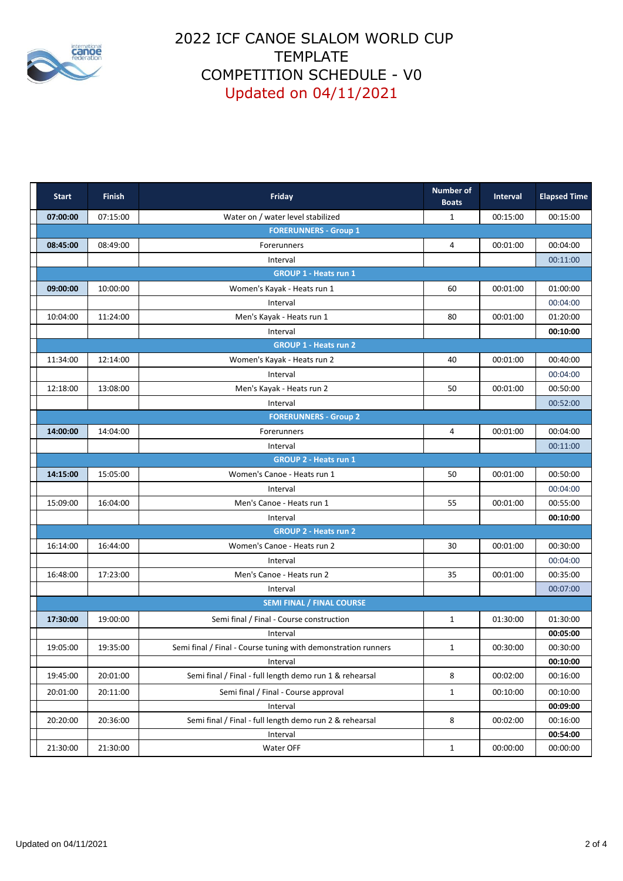# 2022 ICF CANOE SLALOM WORLD CUP TEMPLATE COMPETITION SCHEDULE - V0

Updated on 04/11/2021

| Start | Finish | Friday | Number of Boats | Interval | Elapsed Time |
|---|---|---|---|---|---|
| **07:00:00** | 07:15:00 | Water on / water level stabilized | 1 | 00:15:00 | 00:15:00 |
| | | **FORERUNNERS - Group 1** | | | |
| **08:45:00** | 08:49:00 | Forerunners | 4 | 00:01:00 | 00:04:00 |
| | | Interval | | | 00:11:00 |
| | | **GROUP 1 - Heats run 1** | | | |
| **09:00:00** | 10:00:00 | Women's Kayak - Heats run 1 | 60 | 00:01:00 | 01:00:00 |
| | | Interval | | | 00:04:00 |
| 10:04:00 | 11:24:00 | Men's Kayak - Heats run 1 | 80 | 00:01:00 | 01:20:00 |
| | | Interval | | | **00:10:00** |
| | | **GROUP 1 - Heats run 2** | | | |
| 11:34:00 | 12:14:00 | Women's Kayak - Heats run 2 | 40 | 00:01:00 | 00:40:00 |
| | | Interval | | | 00:04:00 |
| 12:18:00 | 13:08:00 | Men's Kayak - Heats run 2 | 50 | 00:01:00 | 00:50:00 |
| | | Interval | | | 00:52:00 |
| | | **FORERUNNERS - Group 2** | | | |
| **14:00:00** | 14:04:00 | Forerunners | 4 | 00:01:00 | 00:04:00 |
| | | Interval | | | 00:11:00 |
| | | **GROUP 2 - Heats run 1** | | | |
| **14:15:00** | 15:05:00 | Women's Canoe - Heats run 1 | 50 | 00:01:00 | 00:50:00 |
| | | Interval | | | 00:04:00 |
| 15:09:00 | 16:04:00 | Men's Canoe - Heats run 1 | 55 | 00:01:00 | 00:55:00 |
| | | Interval | | | **00:10:00** |
| | | **GROUP 2 - Heats run 2** | | | |
| 16:14:00 | 16:44:00 | Women's Canoe - Heats run 2 | 30 | 00:01:00 | 00:30:00 |
| | | Interval | | | 00:04:00 |
| 16:48:00 | 17:23:00 | Men's Canoe - Heats run 2 | 35 | 00:01:00 | 00:35:00 |
| | | Interval | | | 00:07:00 |
| | | **SEMI FINAL / FINAL COURSE** | | | |
| **17:30:00** | 19:00:00 | Semi final / Final - Course construction | 1 | 01:30:00 | 01:30:00 |
| | | Interval | | | **00:05:00** |
| 19:05:00 | 19:35:00 | Semi final / Final - Course tuning with demonstration runners | 1 | 00:30:00 | 00:30:00 |
| | | Interval | | | **00:10:00** |
| 19:45:00 | 20:01:00 | Semi final / Final - full length demo run 1 & rehearsal | 8 | 00:02:00 | 00:16:00 |
| 20:01:00 | 20:11:00 | Semi final / Final - Course approval | 1 | 00:10:00 | 00:10:00 |
| | | Interval | | | **00:09:00** |
| 20:20:00 | 20:36:00 | Semi final / Final - full length demo run 2 & rehearsal | 8 | 00:02:00 | 00:16:00 |
| | | Interval | | | **00:54:00** |
| 21:30:00 | 21:30:00 | Water OFF | 1 | 00:00:00 | 00:00:00 |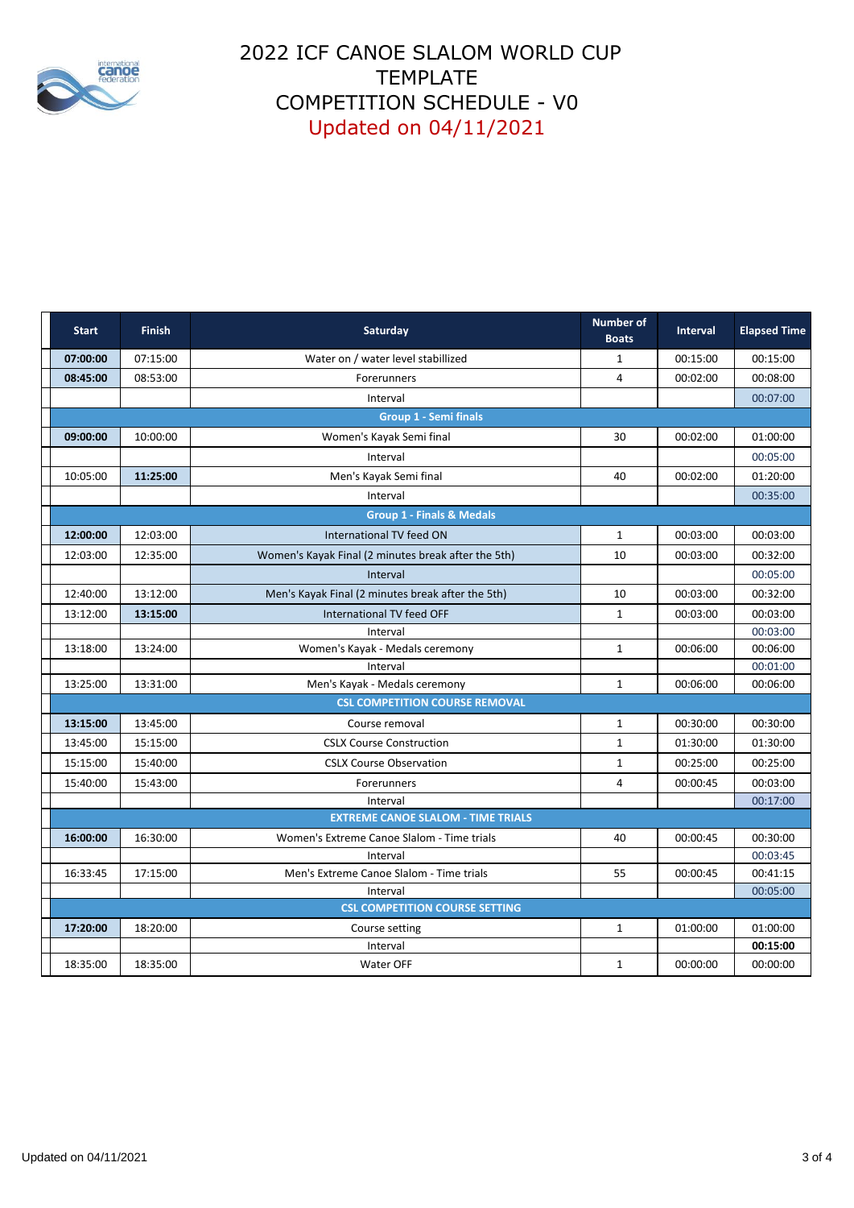# 2022 ICF CANOE SLALOM WORLD CUP
# TEMPLATE
# COMPETITION SCHEDULE - V0
## Updated on 04/11/2021

| Start | Finish | Saturday | Number of Boats | Interval | Elapsed Time |
|---|---|---|---|---|---|
| **07:00:00** | 07:15:00 | Water on / water level stabillized | 1 | 00:15:00 | 00:15:00 |
| **08:45:00** | 08:53:00 | Forerunners | 4 | 00:02:00 | 00:08:00 |
| | | Interval | | | 00:07:00 |
| | | **Group 1 - Semi finals** | | | |
| **09:00:00** | 10:00:00 | Women's Kayak Semi final | 30 | 00:02:00 | 01:00:00 |
| | | Interval | | | 00:05:00 |
| 10:05:00 | **11:25:00** | Men's Kayak Semi final | 40 | 00:02:00 | 01:20:00 |
| | | Interval | | | 00:35:00 |
| | | **Group 1 - Finals & Medals** | | | |
| **12:00:00** | 12:03:00 | International TV feed ON | 1 | 00:03:00 | 00:03:00 |
| 12:03:00 | 12:35:00 | Women's Kayak Final (2 minutes break after the 5th) | 10 | 00:03:00 | 00:32:00 |
| | | Interval | | | 00:05:00 |
| 12:40:00 | 13:12:00 | Men's Kayak Final (2 minutes break after the 5th) | 10 | 00:03:00 | 00:32:00 |
| 13:12:00 | **13:15:00** | International TV feed OFF | 1 | 00:03:00 | 00:03:00 |
| | | Interval | | | 00:03:00 |
| 13:18:00 | 13:24:00 | Women's Kayak - Medals ceremony | 1 | 00:06:00 | 00:06:00 |
| | | Interval | | | 00:01:00 |
| 13:25:00 | 13:31:00 | Men's Kayak - Medals ceremony | 1 | 00:06:00 | 00:06:00 |
| | | **CSL COMPETITION COURSE REMOVAL** | | | |
| **13:15:00** | 13:45:00 | Course removal | 1 | 00:30:00 | 00:30:00 |
| 13:45:00 | 15:15:00 | CSLX Course Construction | 1 | 01:30:00 | 01:30:00 |
| 15:15:00 | 15:40:00 | CSLX Course Observation | 1 | 00:25:00 | 00:25:00 |
| 15:40:00 | 15:43:00 | Forerunners | 4 | 00:00:45 | 00:03:00 |
| | | Interval | | | 00:17:00 |
| | | **EXTREME CANOE SLALOM - TIME TRIALS** | | | |
| **16:00:00** | 16:30:00 | Women's Extreme Canoe Slalom - Time trials | 40 | 00:00:45 | 00:30:00 |
| | | Interval | | | 00:03:45 |
| 16:33:45 | 17:15:00 | Men's Extreme Canoe Slalom - Time trials | 55 | 00:00:45 | 00:41:15 |
| | | Interval | | | 00:05:00 |
| | | **CSL COMPETITION COURSE SETTING** | | | |
| **17:20:00** | 18:20:00 | Course setting | 1 | 01:00:00 | 01:00:00 |
| | | Interval | | | **00:15:00** |
| 18:35:00 | 18:35:00 | Water OFF | 1 | 00:00:00 | 00:00:00 |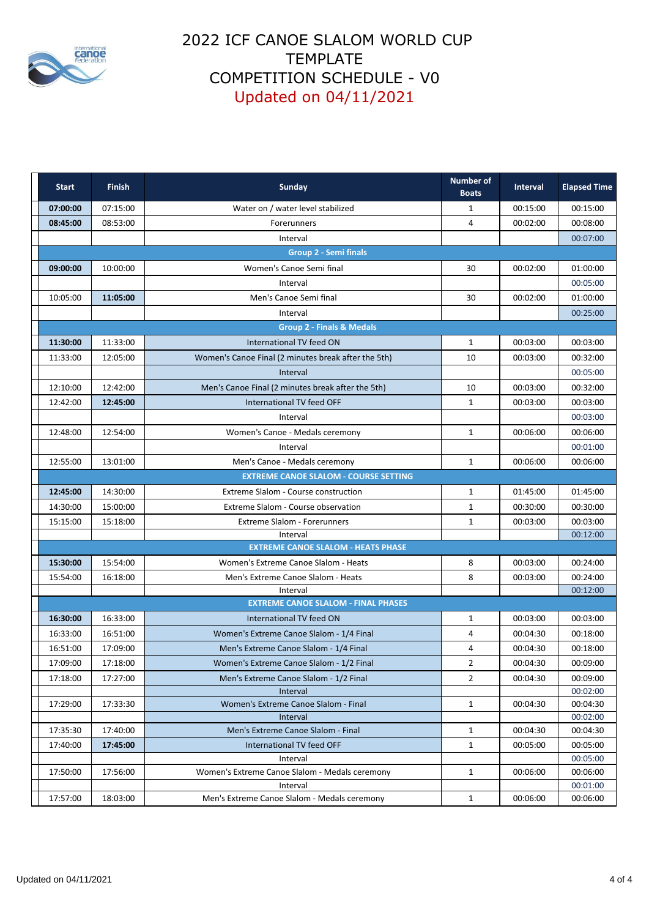# 2022 ICF CANOE SLALOM WORLD CUP
# TEMPLATE
# COMPETITION SCHEDULE - V0
## Updated on 04/11/2021

| Start | Finish | Sunday | Number of Boats | Interval | Elapsed Time |
|---|---|---|---|---|---|
| **07:00:00** | 07:15:00 | Water on / water level stabilized | 1 | 00:15:00 | 00:15:00 |
| **08:45:00** | 08:53:00 | Forerunners | 4 | 00:02:00 | 00:08:00 |
| | | Interval | | | 00:07:00 |
| | | **Group 2 - Semi finals** | | | |
| **09:00:00** | 10:00:00 | Women's Canoe Semi final | 30 | 00:02:00 | 01:00:00 |
| | | Interval | | | 00:05:00 |
| 10:05:00 | **11:05:00** | Men's Canoe Semi final | 30 | 00:02:00 | 01:00:00 |
| | | Interval | | | 00:25:00 |
| | | **Group 2 - Finals & Medals** | | | |
| **11:30:00** | 11:33:00 | International TV feed ON | 1 | 00:03:00 | 00:03:00 |
| 11:33:00 | 12:05:00 | Women's Canoe Final (2 minutes break after the 5th) | 10 | 00:03:00 | 00:32:00 |
| | | Interval | | | 00:05:00 |
| 12:10:00 | 12:42:00 | Men's Canoe Final (2 minutes break after the 5th) | 10 | 00:03:00 | 00:32:00 |
| 12:42:00 | **12:45:00** | International TV feed OFF | 1 | 00:03:00 | 00:03:00 |
| | | Interval | | | 00:03:00 |
| 12:48:00 | 12:54:00 | Women's Canoe - Medals ceremony | 1 | 00:06:00 | 00:06:00 |
| | | Interval | | | 00:01:00 |
| 12:55:00 | 13:01:00 | Men's Canoe - Medals ceremony | 1 | 00:06:00 | 00:06:00 |
| | | **EXTREME CANOE SLALOM - COURSE SETTING** | | | |
| **12:45:00** | 14:30:00 | Extreme Slalom - Course construction | 1 | 01:45:00 | 01:45:00 |
| 14:30:00 | 15:00:00 | Extreme Slalom - Course observation | 1 | 00:30:00 | 00:30:00 |
| 15:15:00 | 15:18:00 | Extreme Slalom - Forerunners | 1 | 00:03:00 | 00:03:00 |
| | | Interval | | | 00:12:00 |
| | | **EXTREME CANOE SLALOM - HEATS PHASE** | | | |
| **15:30:00** | 15:54:00 | Women's Extreme Canoe Slalom - Heats | 8 | 00:03:00 | 00:24:00 |
| 15:54:00 | 16:18:00 | Men's Extreme Canoe Slalom - Heats | 8 | 00:03:00 | 00:24:00 |
| | | Interval | | | 00:12:00 |
| | | **EXTREME CANOE SLALOM - FINAL PHASES** | | | |
| **16:30:00** | 16:33:00 | International TV feed ON | 1 | 00:03:00 | 00:03:00 |
| 16:33:00 | 16:51:00 | Women's Extreme Canoe Slalom - 1/4 Final | 4 | 00:04:30 | 00:18:00 |
| 16:51:00 | 17:09:00 | Men's Extreme Canoe Slalom - 1/4 Final | 4 | 00:04:30 | 00:18:00 |
| 17:09:00 | 17:18:00 | Women's Extreme Canoe Slalom - 1/2 Final | 2 | 00:04:30 | 00:09:00 |
| 17:18:00 | 17:27:00 | Men's Extreme Canoe Slalom - 1/2 Final | 2 | 00:04:30 | 00:09:00 |
| | | Interval | | | 00:02:00 |
| 17:29:00 | 17:33:30 | Women's Extreme Canoe Slalom - Final | 1 | 00:04:30 | 00:04:30 |
| | | Interval | | | 00:02:00 |
| 17:35:30 | 17:40:00 | Men's Extreme Canoe Slalom - Final | 1 | 00:04:30 | 00:04:30 |
| 17:40:00 | **17:45:00** | International TV feed OFF | 1 | 00:05:00 | 00:05:00 |
| | | Interval | | | 00:05:00 |
| 17:50:00 | 17:56:00 | Women's Extreme Canoe Slalom - Medals ceremony | 1 | 00:06:00 | 00:06:00 |
| | | Interval | | | 00:01:00 |
| 17:57:00 | 18:03:00 | Men's Extreme Canoe Slalom - Medals ceremony | 1 | 00:06:00 | 00:06:00 |